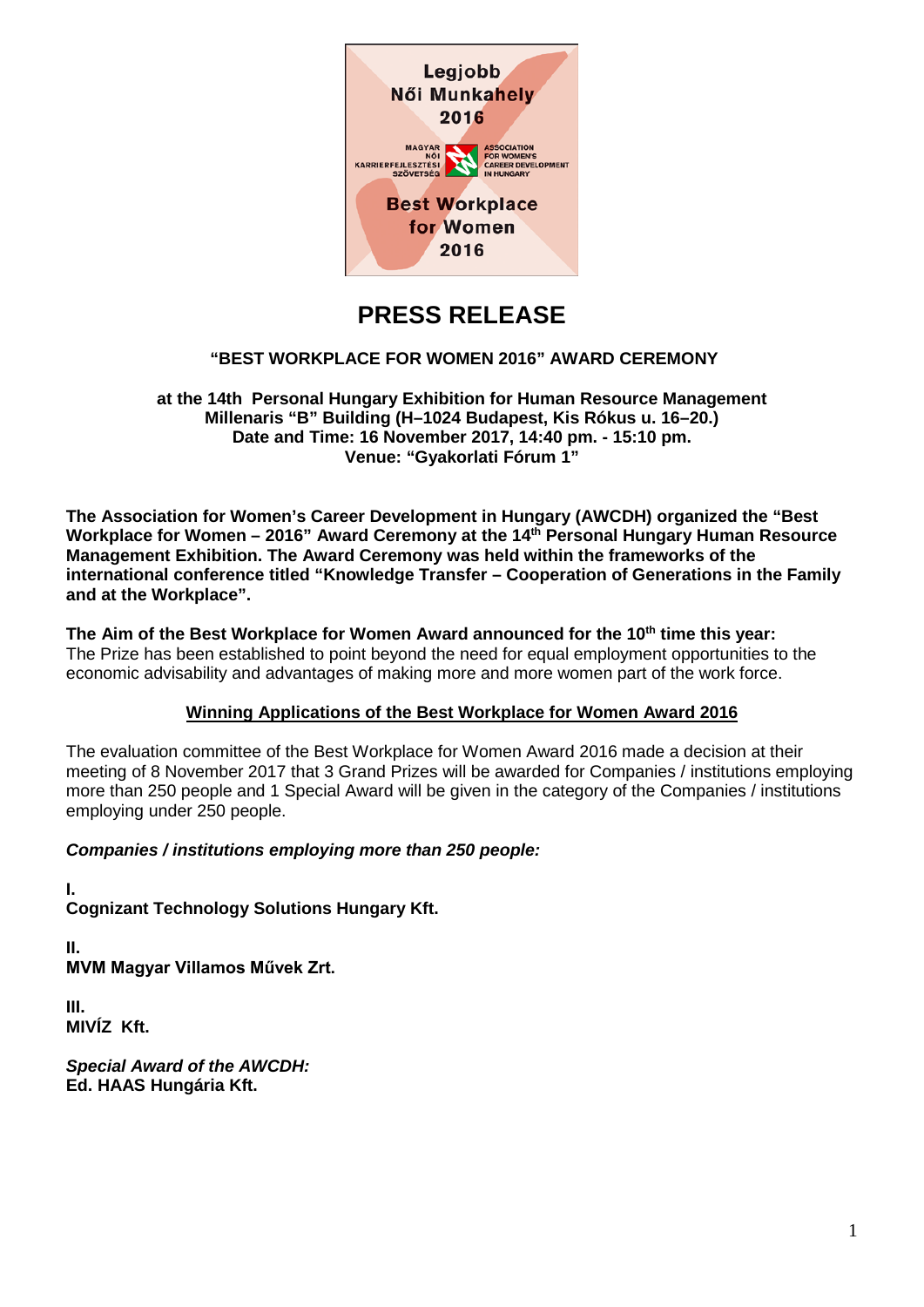Legjobb Női Munkahely 2016

MAGYAR NŐI KARRIERFEJLESZTÉSI SZÖVETSÉG

ASSOCIATION FOR WOMEN'S CAREER DEVELOPMENT IN HUNGARY

Best Workplace for Women 2016

# PRESS RELEASE

## "BEST WORKPLACE FOR WOMEN 2016" AWARD CEREMONY

**at the 14th Personal Hungary Exhibition for Human Resource Management**
**Millenaris "B" Building (H–1024 Budapest, Kis Rókus u. 16–20.)**
**Date and Time: 16 November 2017, 14:40 pm. - 15:10 pm.**
**Venue: "Gyakorlati Fórum 1"**

**The Association for Women's Career Development in Hungary (AWCDH) organized the "Best Workplace for Women – 2016" Award Ceremony at the 14th Personal Hungary Human Resource Management Exhibition. The Award Ceremony was held within the frameworks of the international conference titled "Knowledge Transfer – Cooperation of Generations in the Family and at the Workplace".**

**The Aim of the Best Workplace for Women Award announced for the 10th time this year:**
The Prize has been established to point beyond the need for equal employment opportunities to the economic advisability and advantages of making more and more women part of the work force.

### Winning Applications of the Best Workplace for Women Award 2016

The evaluation committee of the Best Workplace for Women Award 2016 made a decision at their meeting of 8 November 2017 that 3 Grand Prizes will be awarded for Companies / institutions employing more than 250 people and 1 Special Award will be given in the category of the Companies / institutions employing under 250 people.

***Companies / institutions employing more than 250 people:***

**I.**
**Cognizant Technology Solutions Hungary Kft.**

**II.**
**MVM Magyar Villamos Művek Zrt.**

**III.**
**MIVÍZ Kft.**

***Special Award of the AWCDH:***
**Ed. HAAS Hungária Kft.**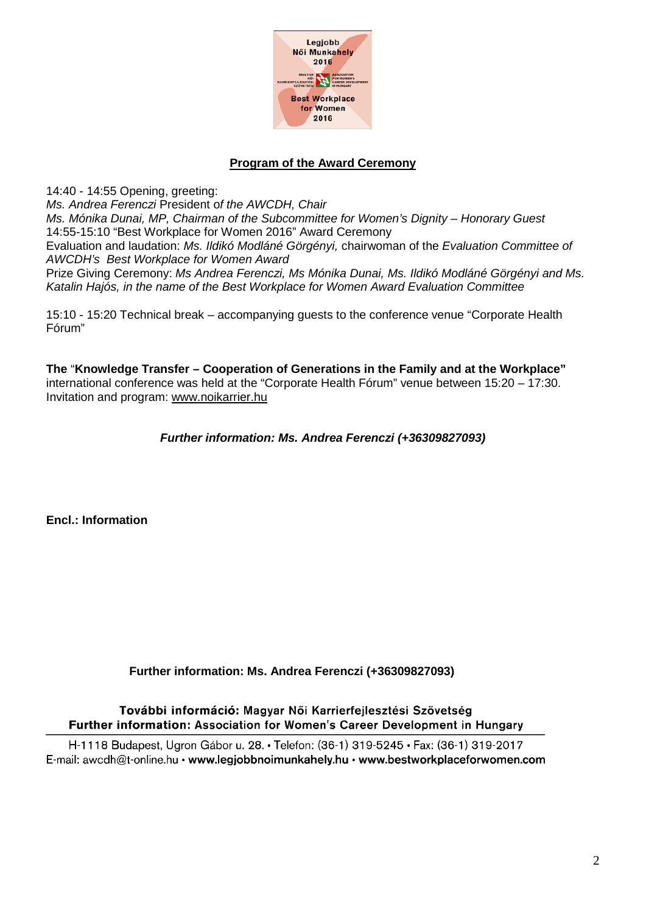**Program of the Award Ceremony**

14:40 - 14:55 Opening, greeting:
*Ms. Andrea Ferenczi* President of *the AWCDH, Chair*
*Ms. Mónika Dunai, MP, Chairman of the Subcommittee for Women's Dignity – Honorary Guest*
14:55-15:10 "Best Workplace for Women 2016" Award Ceremony
Evaluation and laudation: *Ms. Ildikó Modláné Görgényi,* chairwoman of the *Evaluation Committee of AWCDH's Best Workplace for Women Award*
Prize Giving Ceremony: *Ms Andrea Ferenczi, Ms Mónika Dunai, Ms. Ildikó Modláné Görgényi and Ms. Katalin Hajós, in the name of the Best Workplace for Women Award Evaluation Committee*

15:10 - 15:20 Technical break – accompanying guests to the conference venue "Corporate Health Fórum"

**The** "**Knowledge Transfer – Cooperation of Generations in the Family and at the Workplace"** international conference was held at the "Corporate Health Fórum" venue between 15:20 – 17:30. Invitation and program: www.noikarrier.hu

***Further information: Ms. Andrea Ferenczi (+36309827093)***

**Encl.: Information**

**Further information: Ms. Andrea Ferenczi (+36309827093)**

**További információ:** Magyar Női Karrierfejlesztési Szövetség
**Further information:** Association for Women's Career Development in Hungary

H-1118 Budapest, Ugron Gábor u. 28. • Telefon: (36-1) 319-5245 • Fax: (36-1) 319-2017
E-mail: awcdh@t-online.hu • **www.legjobbnoimunkahely.hu** • **www.bestworkplaceforwomen.com**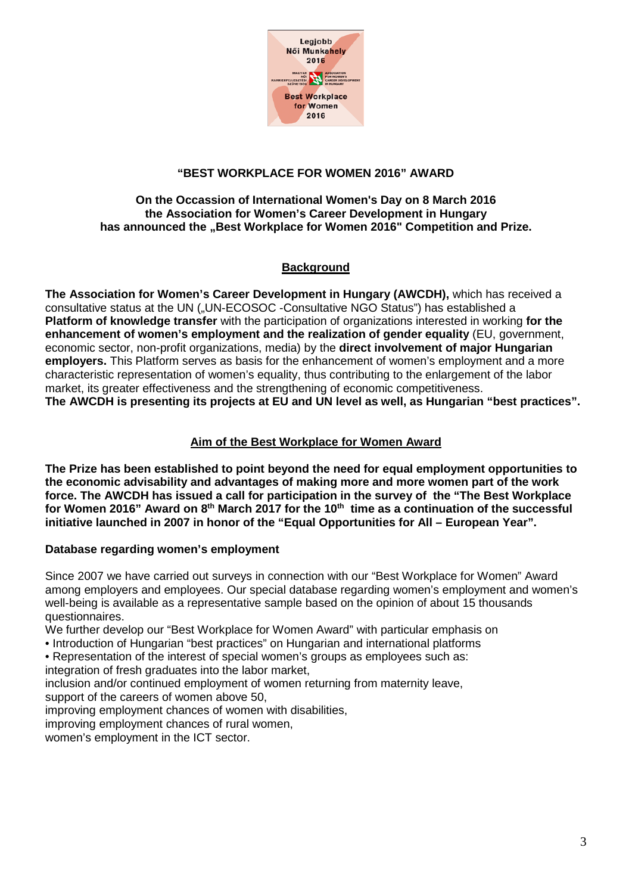**"BEST WORKPLACE FOR WOMEN 2016" AWARD**

**On the Occassion of International Women's Day on 8 March 2016**
**the Association for Women's Career Development in Hungary**
**has announced the „Best Workplace for Women 2016" Competition and Prize.**

## Background

**The Association for Women's Career Development in Hungary (AWCDH),** which has received a consultative status at the UN („UN-ECOSOC -Consultative NGO Status") has established a **Platform of knowledge transfer** with the participation of organizations interested in working **for the enhancement of women's employment and the realization of gender equality** (EU, government, economic sector, non-profit organizations, media) by the **direct involvement of major Hungarian employers.** This Platform serves as basis for the enhancement of women's employment and a more characteristic representation of women's equality, thus contributing to the enlargement of the labor market, its greater effectiveness and the strengthening of economic competitiveness.
**The AWCDH is presenting its projects at EU and UN level as well, as Hungarian "best practices".**

## Aim of the Best Workplace for Women Award

**The Prize has been established to point beyond the need for equal employment opportunities to the economic advisability and advantages of making more and more women part of the work force. The AWCDH has issued a call for participation in the survey of the "The Best Workplace for Women 2016" Award on 8th March 2017 for the 10th time as a continuation of the successful initiative launched in 2007 in honor of the "Equal Opportunities for All – European Year".**

**Database regarding women's employment**

Since 2007 we have carried out surveys in connection with our "Best Workplace for Women" Award among employers and employees. Our special database regarding women's employment and women's well-being is available as a representative sample based on the opinion of about 15 thousands questionnaires.
We further develop our "Best Workplace for Women Award" with particular emphasis on
• Introduction of Hungarian "best practices" on Hungarian and international platforms
• Representation of the interest of special women's groups as employees such as:
integration of fresh graduates into the labor market,
inclusion and/or continued employment of women returning from maternity leave,
support of the careers of women above 50,
improving employment chances of women with disabilities,
improving employment chances of rural women,
women's employment in the ICT sector.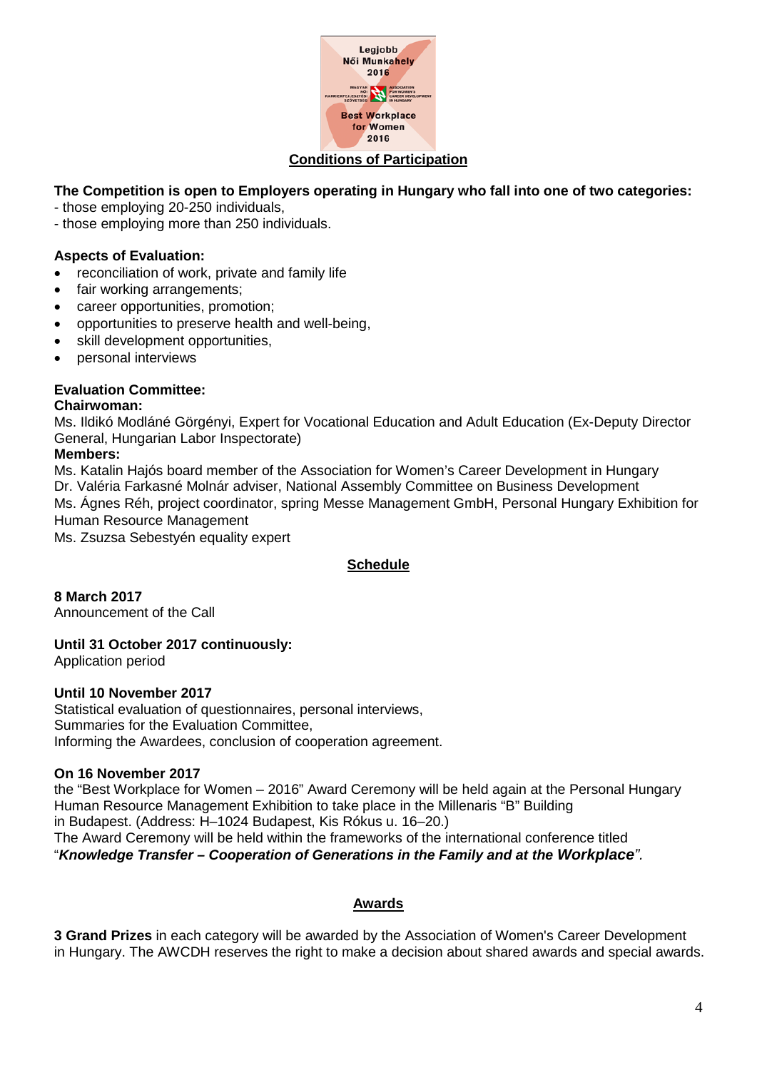## Conditions of Participation

**The Competition is open to Employers operating in Hungary who fall into one of two categories:**

- those employing 20-250 individuals,
- those employing more than 250 individuals.

**Aspects of Evaluation:**

- reconciliation of work, private and family life
- fair working arrangements;
- career opportunities, promotion;
- opportunities to preserve health and well-being,
- skill development opportunities,
- personal interviews

**Evaluation Committee:**

**Chairwoman:**

Ms. Ildikó Modláné Görgényi, Expert for Vocational Education and Adult Education (Ex-Deputy Director General, Hungarian Labor Inspectorate)

**Members:**

Ms. Katalin Hajós board member of the Association for Women's Career Development in Hungary
Dr. Valéria Farkasné Molnár adviser, National Assembly Committee on Business Development
Ms. Ágnes Réh, project coordinator, spring Messe Management GmbH, Personal Hungary Exhibition for Human Resource Management
Ms. Zsuzsa Sebestyén equality expert

## Schedule

**8 March 2017**
Announcement of the Call

**Until 31 October 2017 continuously:**
Application period

**Until 10 November 2017**
Statistical evaluation of questionnaires, personal interviews,
Summaries for the Evaluation Committee,
Informing the Awardees, conclusion of cooperation agreement.

**On 16 November 2017**
the "Best Workplace for Women – 2016" Award Ceremony will be held again at the Personal Hungary Human Resource Management Exhibition to take place in the Millenaris "B" Building in Budapest. (Address: H–1024 Budapest, Kis Rókus u. 16–20.)
The Award Ceremony will be held within the frameworks of the international conference titled "***Knowledge Transfer – Cooperation of Generations in the Family and at the Workplace***".

## Awards

**3 Grand Prizes** in each category will be awarded by the Association of Women's Career Development in Hungary. The AWCDH reserves the right to make a decision about shared awards and special awards.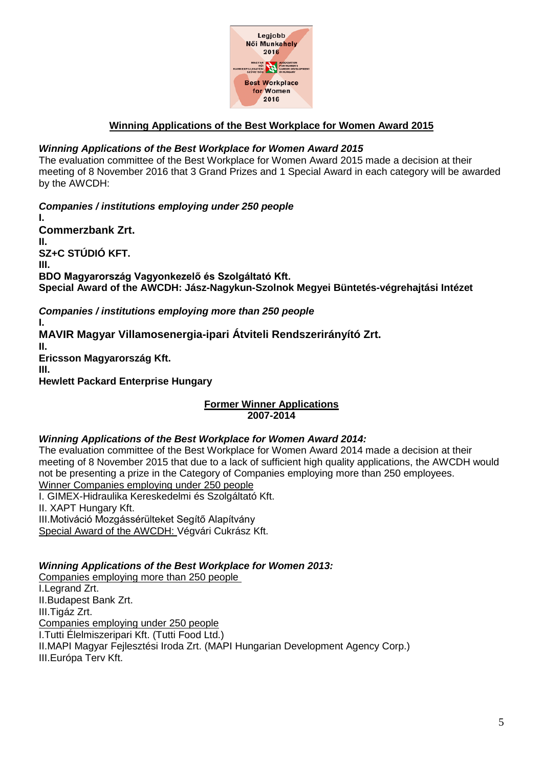## Winning Applications of the Best Workplace for Women Award 2015

***Winning Applications of the Best Workplace for Women Award 2015***

The evaluation committee of the Best Workplace for Women Award 2015 made a decision at their meeting of 8 November 2016 that 3 Grand Prizes and 1 Special Award in each category will be awarded by the AWCDH:

***Companies / institutions employing under 250 people***

**I.**

**Commerzbank Zrt.**

**II.**

**SZ+C STÚDIÓ KFT.**

**III.**

**BDO Magyarország Vagyonkezelő és Szolgáltató Kft.**

**Special Award of the AWCDH: Jász-Nagykun-Szolnok Megyei Büntetés-végrehajtási Intézet**

***Companies / institutions employing more than 250 people***

**I.**

**MAVIR Magyar Villamosenergia-ipari Átviteli Rendszerirányító Zrt.**

**II.**

**Ericsson Magyarország Kft.**

**III.**

**Hewlett Packard Enterprise Hungary**

## Former Winner Applications 2007-2014

***Winning Applications of the Best Workplace for Women Award 2014:***

The evaluation committee of the Best Workplace for Women Award 2014 made a decision at their meeting of 8 November 2015 that due to a lack of sufficient high quality applications, the AWCDH would not be presenting a prize in the Category of Companies employing more than 250 employees.

Winner Companies employing under 250 people

I. GIMEX-Hidraulika Kereskedelmi és Szolgáltató Kft.

II. XAPT Hungary Kft.

III.Motiváció Mozgássérülteket Segítő Alapítvány

Special Award of the AWCDH: Végvári Cukrász Kft.

***Winning Applications of the Best Workplace for Women 2013:***

Companies employing more than 250 people

I.Legrand Zrt.

II.Budapest Bank Zrt.

III.Tigáz Zrt.

Companies employing under 250 people

I.Tutti Élelmiszeripari Kft. (Tutti Food Ltd.)

II.MAPI Magyar Fejlesztési Iroda Zrt. (MAPI Hungarian Development Agency Corp.)

III.Európa Terv Kft.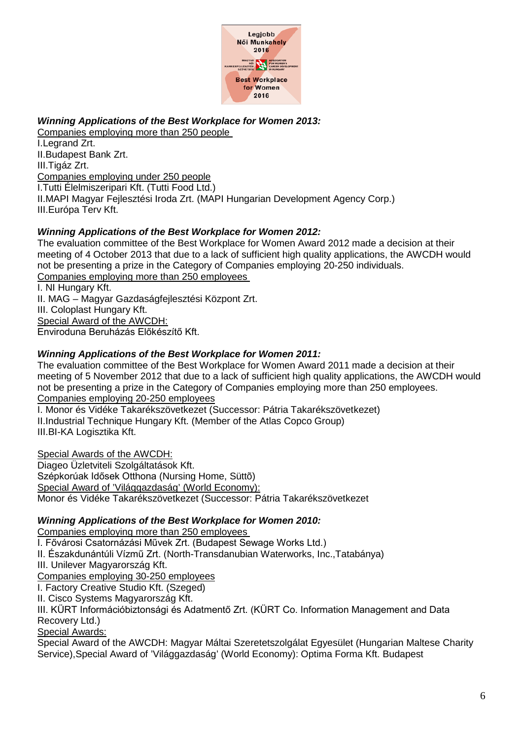***Winning Applications of the Best Workplace for Women 2013:***

Companies employing more than 250 people

I.Legrand Zrt.
II.Budapest Bank Zrt.
III.Tigáz Zrt.

Companies employing under 250 people

I.Tutti Élelmiszeripari Kft. (Tutti Food Ltd.)
II.MAPI Magyar Fejlesztési Iroda Zrt. (MAPI Hungarian Development Agency Corp.)
III.Európa Terv Kft.

***Winning Applications of the Best Workplace for Women 2012:***

The evaluation committee of the Best Workplace for Women Award 2012 made a decision at their meeting of 4 October 2013 that due to a lack of sufficient high quality applications, the AWCDH would not be presenting a prize in the Category of Companies employing 20-250 individuals.

Companies employing more than 250 employees

I. NI Hungary Kft.
II. MAG – Magyar Gazdaságfejlesztési Központ Zrt.
III. Coloplast Hungary Kft.

Special Award of the AWCDH:

Enviroduna Beruházás Előkészítő Kft.

***Winning Applications of the Best Workplace for Women 2011:***

The evaluation committee of the Best Workplace for Women Award 2011 made a decision at their meeting of 5 November 2012 that due to a lack of sufficient high quality applications, the AWCDH would not be presenting a prize in the Category of Companies employing more than 250 employees.

Companies employing 20-250 employees

I. Monor és Vidéke Takarékszövetkezet (Successor: Pátria Takarékszövetkezet)
II.Industrial Technique Hungary Kft. (Member of the Atlas Copco Group)
III.BI-KA Logisztika Kft.

Special Awards of the AWCDH:

Diageo Üzletviteli Szolgáltatások Kft.
Szépkorúak Idősek Otthona (Nursing Home, Süttõ)

Special Award of 'Világgazdaság' (World Economy):

Monor és Vidéke Takarékszövetkezet (Successor: Pátria Takarékszövetkezet

***Winning Applications of the Best Workplace for Women 2010:***

Companies employing more than 250 employees

I. Fővárosi Csatornázási Művek Zrt. (Budapest Sewage Works Ltd.)
II. Északdunántúli Vízmű Zrt. (North-Transdanubian Waterworks, Inc.,Tatabánya)
III. Unilever Magyarország Kft.

Companies employing 30-250 employees

I. Factory Creative Studio Kft. (Szeged)
II. Cisco Systems Magyarország Kft.
III. KÜRT Információbiztonsági és Adatmentő Zrt. (KÜRT Co. Information Management and Data Recovery Ltd.)

Special Awards:

Special Award of the AWCDH: Magyar Máltai Szeretetszolgálat Egyesület (Hungarian Maltese Charity Service),Special Award of 'Világgazdaság' (World Economy): Optima Forma Kft. Budapest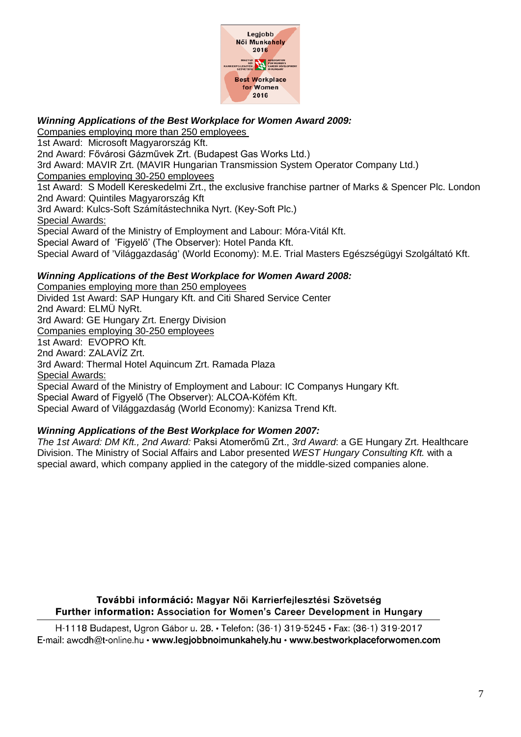### *Winning Applications of the Best Workplace for Women Award 2009:*

Companies employing more than 250 employees

1st Award: Microsoft Magyarország Kft.
2nd Award: Fővárosi Gázművek Zrt. (Budapest Gas Works Ltd.)
3rd Award: MAVIR Zrt. (MAVIR Hungarian Transmission System Operator Company Ltd.)

Companies employing 30-250 employees

1st Award: S Modell Kereskedelmi Zrt., the exclusive franchise partner of Marks & Spencer Plc. London
2nd Award: Quintiles Magyarország Kft
3rd Award: Kulcs-Soft Számítástechnika Nyrt. (Key-Soft Plc.)

Special Awards:

Special Award of the Ministry of Employment and Labour: Móra-Vitál Kft.
Special Award of 'Figyelő' (The Observer): Hotel Panda Kft.
Special Award of 'Világgazdaság' (World Economy): M.E. Trial Masters Egészségügyi Szolgáltató Kft.

### *Winning Applications of the Best Workplace for Women Award 2008:*

Companies employing more than 250 employees

Divided 1st Award: SAP Hungary Kft. and Citi Shared Service Center
2nd Award: ELMÜ NyRt.
3rd Award: GE Hungary Zrt. Energy Division

Companies employing 30-250 employees

1st Award: EVOPRO Kft.
2nd Award: ZALAVÍZ Zrt.
3rd Award: Thermal Hotel Aquincum Zrt. Ramada Plaza

Special Awards:

Special Award of the Ministry of Employment and Labour: IC Companys Hungary Kft.
Special Award of Figyelő (The Observer): ALCOA-Köfém Kft.
Special Award of Világgazdaság (World Economy): Kanizsa Trend Kft.

### *Winning Applications of the Best Workplace for Women 2007:*

*The 1st Award: DM Kft., 2nd Award:* Paksi Atomerőmű Zrt., *3rd Award*: a GE Hungary Zrt. Healthcare Division. The Ministry of Social Affairs and Labor presented *WEST Hungary Consulting Kft.* with a special award, which company applied in the category of the middle-sized companies alone.

**További információ:** Magyar Női Karrierfejlesztési Szövetség
**Further information:** Association for Women's Career Development in Hungary

H-1118 Budapest, Ugron Gábor u. 28. • Telefon: (36-1) 319-5245 • Fax: (36-1) 319-2017
E-mail: awcdh@t-online.hu • **www.legjobbnoimunkahely.hu** • **www.bestworkplaceforwomen.com**